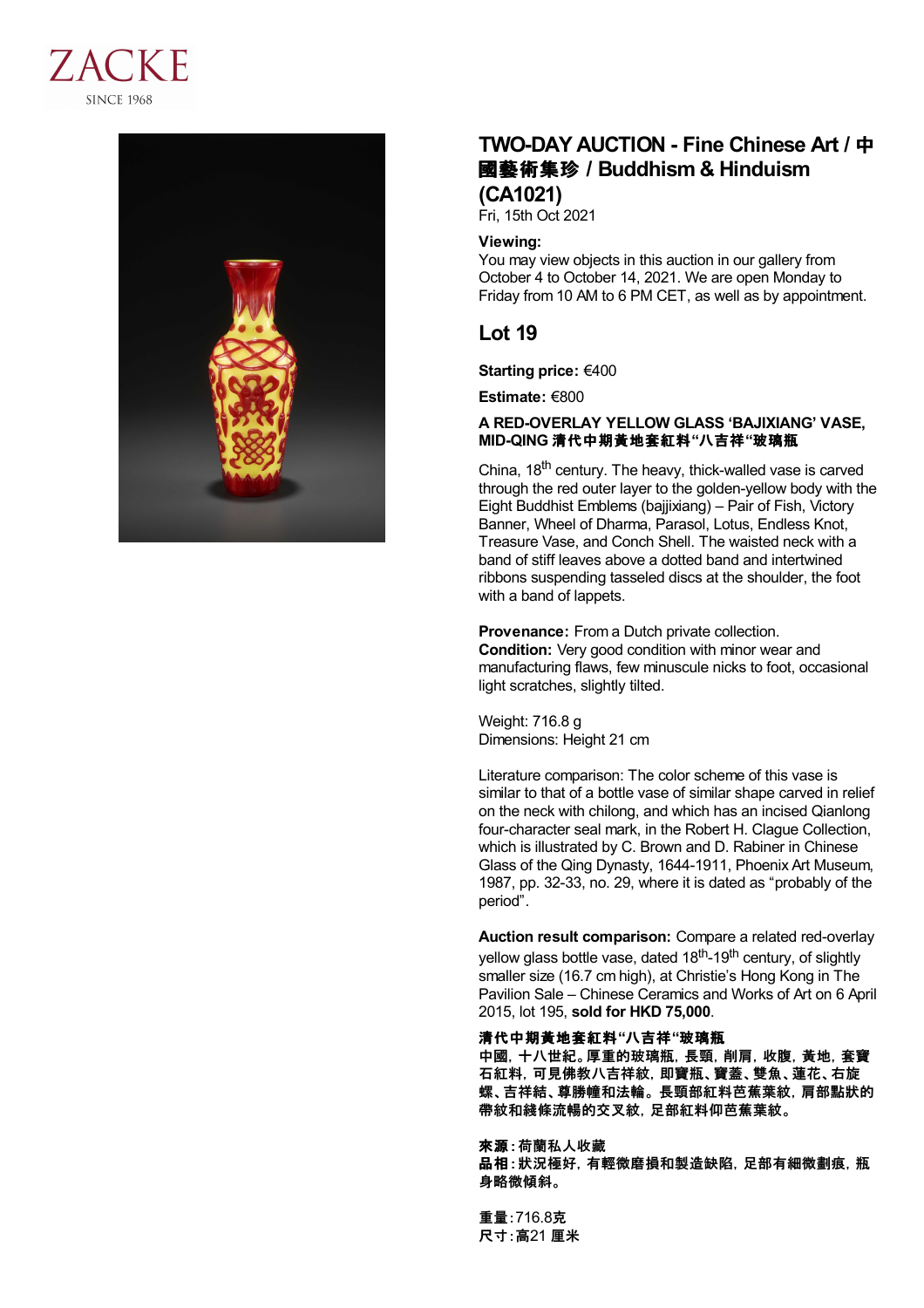ZACKE
SINCE 1968

# TWO-DAY AUCTION - Fine Chinese Art / 中國藝術集珍 / Buddhism & Hinduism (CA1021)

Fri, 15th Oct 2021

**Viewing:**
You may view objects in this auction in our gallery from October 4 to October 14, 2021. We are open Monday to Friday from 10 AM to 6 PM CET, as well as by appointment.

## Lot 19

**Starting price:** €400

**Estimate:** €800

**A RED-OVERLAY YELLOW GLASS 'BAJIXIANG' VASE, MID-QING 清代中期黃地套紅料"八吉祥"玻璃瓶**

China, 18th century. The heavy, thick-walled vase is carved through the red outer layer to the golden-yellow body with the Eight Buddhist Emblems (bajjixiang) – Pair of Fish, Victory Banner, Wheel of Dharma, Parasol, Lotus, Endless Knot, Treasure Vase, and Conch Shell. The waisted neck with a band of stiff leaves above a dotted band and intertwined ribbons suspending tasseled discs at the shoulder, the foot with a band of lappets.

**Provenance:** From a Dutch private collection.
**Condition:** Very good condition with minor wear and manufacturing flaws, few minuscule nicks to foot, occasional light scratches, slightly tilted.

Weight: 716.8 g
Dimensions: Height 21 cm

Literature comparison: The color scheme of this vase is similar to that of a bottle vase of similar shape carved in relief on the neck with chilong, and which has an incised Qianlong four-character seal mark, in the Robert H. Clague Collection, which is illustrated by C. Brown and D. Rabiner in Chinese Glass of the Qing Dynasty, 1644-1911, Phoenix Art Museum, 1987, pp. 32-33, no. 29, where it is dated as "probably of the period".

**Auction result comparison:** Compare a related red-overlay yellow glass bottle vase, dated 18th-19th century, of slightly smaller size (16.7 cm high), at Christie's Hong Kong in The Pavilion Sale – Chinese Ceramics and Works of Art on 6 April 2015, lot 195, **sold for HKD 75,000**.

**清代中期黃地套紅料"八吉祥"玻璃瓶**
**中國，十八世紀。厚重的玻璃瓶，長頸，削肩，收腹，黃地，套寶石紅料，可見佛教八吉祥紋，即寶瓶、寶蓋、雙魚、蓮花、右旋螺、吉祥結、尊勝幢和法輪。長頸部紅料芭蕉葉紋，肩部點狀的帶紋和綫條流暢的交叉紋，足部紅料仰芭蕉葉紋。**

**來源：荷蘭私人收藏**
**品相：狀況極好，有輕微磨損和製造缺陷，足部有細微劃痕，瓶身略微傾斜。**

**重量：716.8克**
**尺寸：高21 厘米**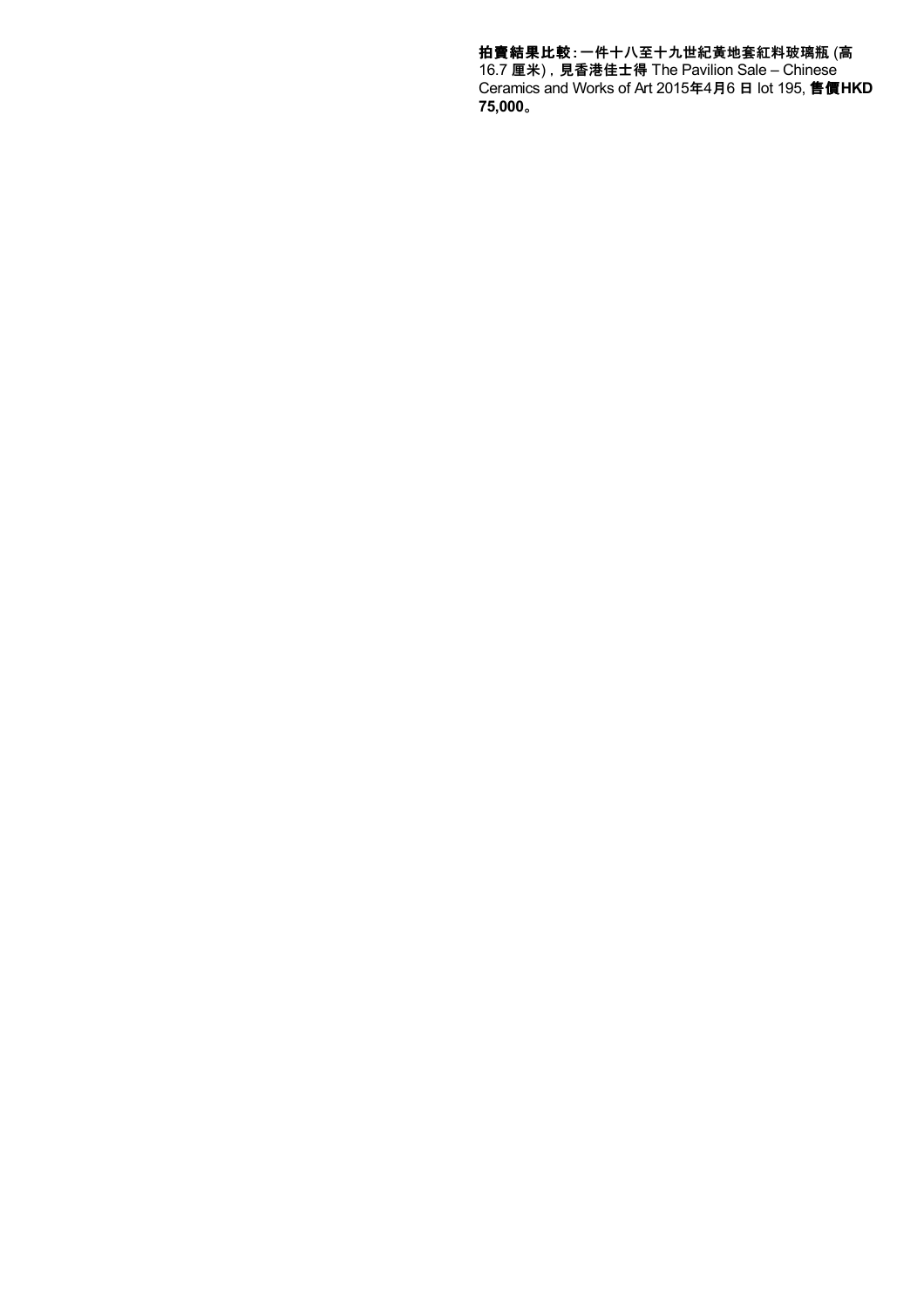**拍賣結果比較：一件十八至十九世紀黃地套紅料玻璃瓶** (**高** 16.7 **厘米**)，**見香港佳士得** The Pavilion Sale – Chinese Ceramics and Works of Art 2015**年**4**月**6 **日** lot 195, **售價HKD 75,000**。